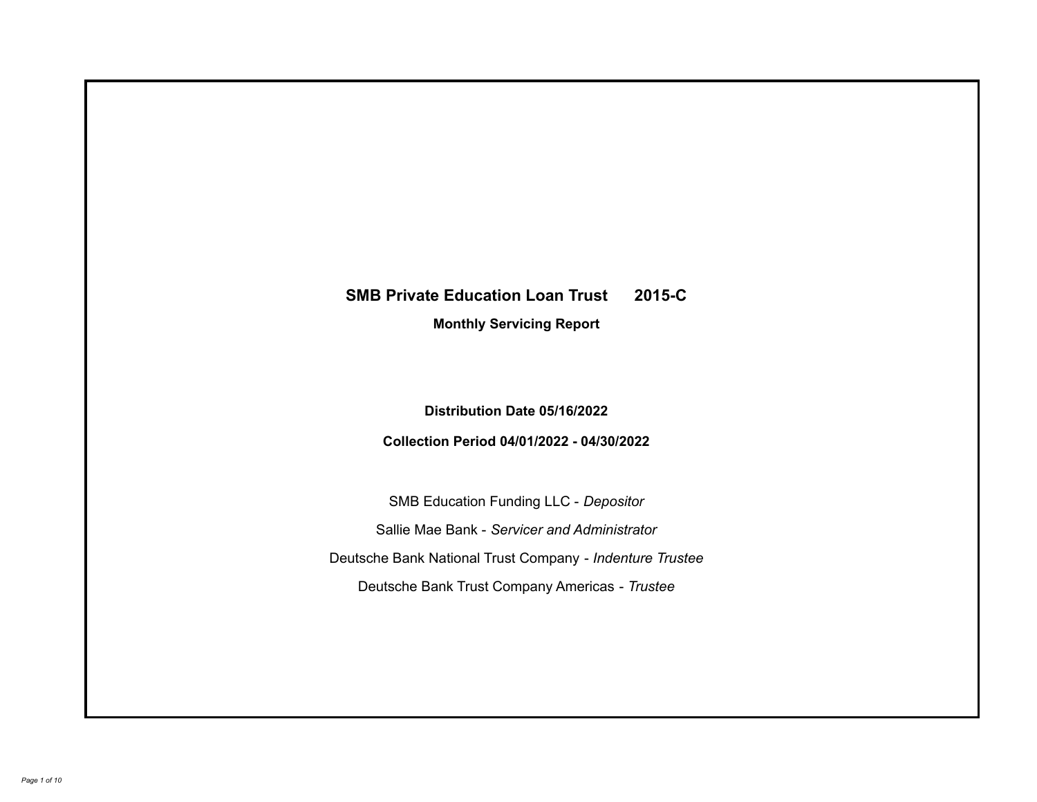# SMB Private Education Loan Trust 2015-C

## Monthly Servicing Report

**Distribution Date 05/16/2022**

**Collection Period 04/01/2022 - 04/30/2022**

SMB Education Funding LLC - *Depositor*

Sallie Mae Bank - *Servicer and Administrator*

Deutsche Bank National Trust Company - *Indenture Trustee*

Deutsche Bank Trust Company Americas - *Trustee*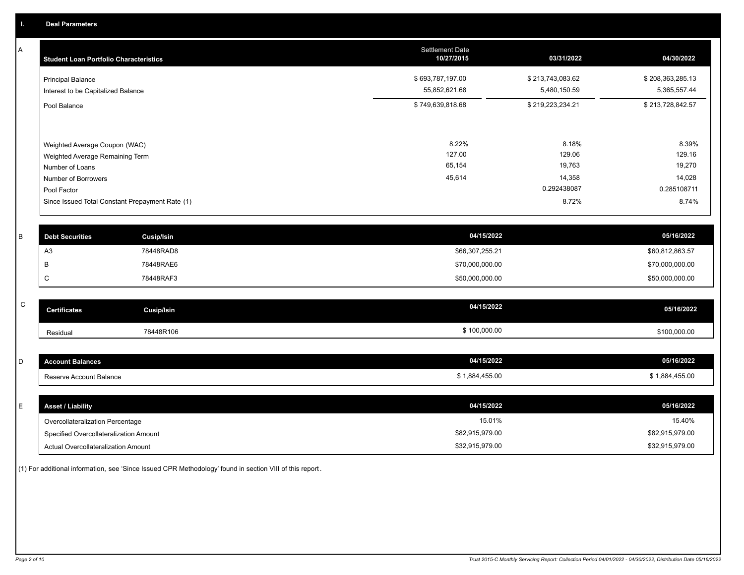## I. Deal Parameters

### A

| Student Loan Portfolio Characteristics | Settlement Date 10/27/2015 | 03/31/2022 | 04/30/2022 |
|---|---|---|---|
| Principal Balance | $ 693,787,197.00 | $ 213,743,083.62 | $ 208,363,285.13 |
| Interest to be Capitalized Balance | 55,852,621.68 | 5,480,150.59 | 5,365,557.44 |
| Pool Balance | $ 749,639,818.68 | $ 219,223,234.21 | $ 213,728,842.57 |
| Weighted Average Coupon (WAC) | 8.22% | 8.18% | 8.39% |
| Weighted Average Remaining Term | 127.00 | 129.06 | 129.16 |
| Number of Loans | 65,154 | 19,763 | 19,270 |
| Number of Borrowers | 45,614 | 14,358 | 14,028 |
| Pool Factor | | 0.292438087 | 0.285108711 |
| Since Issued Total Constant Prepayment Rate (1) | | 8.72% | 8.74% |

### B

| Debt Securities | Cusip/Isin | 04/15/2022 | 05/16/2022 |
|---|---|---|---|
| A3 | 78448RAD8 | $66,307,255.21 | $60,812,863.57 |
| B | 78448RAE6 | $70,000,000.00 | $70,000,000.00 |
| C | 78448RAF3 | $50,000,000.00 | $50,000,000.00 |

### C

| Certificates | Cusip/Isin | 04/15/2022 | 05/16/2022 |
|---|---|---|---|
| Residual | 78448R106 | $ 100,000.00 | $100,000.00 |

### D

| Account Balances | 04/15/2022 | 05/16/2022 |
|---|---|---|
| Reserve Account Balance | $ 1,884,455.00 | $ 1,884,455.00 |

### E

| Asset / Liability | 04/15/2022 | 05/16/2022 |
|---|---|---|
| Overcollateralization Percentage | 15.01% | 15.40% |
| Specified Overcollateralization Amount | $82,915,979.00 | $82,915,979.00 |
| Actual Overcollateralization Amount | $32,915,979.00 | $32,915,979.00 |

(1) For additional information, see 'Since Issued CPR Methodology' found in section VIII of this report.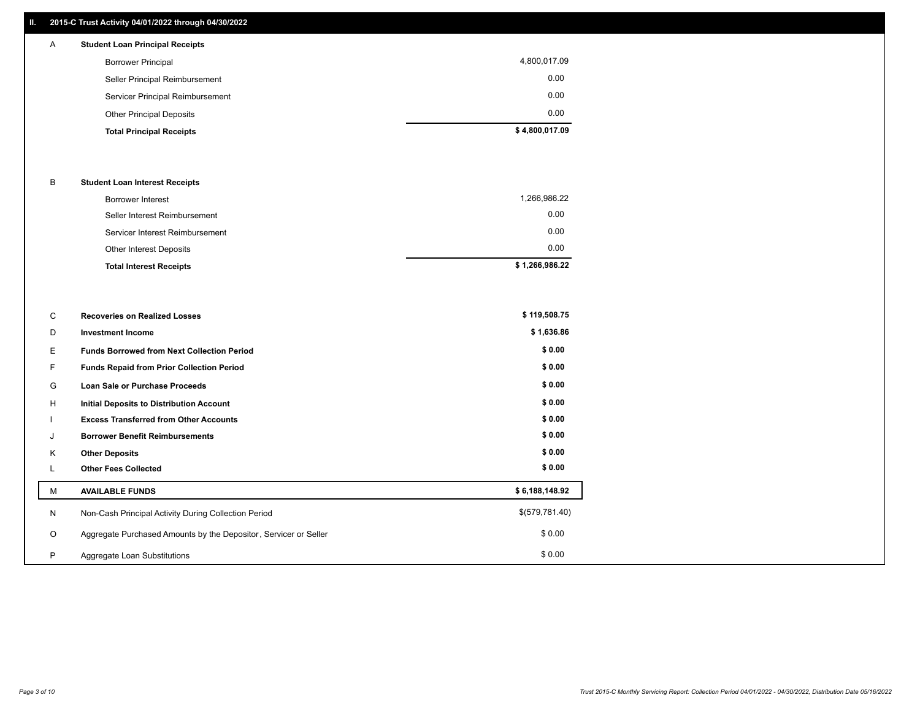## II. 2015-C Trust Activity 04/01/2022 through 04/30/2022

| | | |
|---|---|---|
| A | **Student Loan Principal Receipts** | |
| | Borrower Principal | 4,800,017.09 |
| | Seller Principal Reimbursement | 0.00 |
| | Servicer Principal Reimbursement | 0.00 |
| | Other Principal Deposits | 0.00 |
| | **Total Principal Receipts** | **$ 4,800,017.09** |
| B | **Student Loan Interest Receipts** | |
| | Borrower Interest | 1,266,986.22 |
| | Seller Interest Reimbursement | 0.00 |
| | Servicer Interest Reimbursement | 0.00 |
| | Other Interest Deposits | 0.00 |
| | **Total Interest Receipts** | **$ 1,266,986.22** |
| C | **Recoveries on Realized Losses** | **$ 119,508.75** |
| D | **Investment Income** | **$ 1,636.86** |
| E | **Funds Borrowed from Next Collection Period** | **$ 0.00** |
| F | **Funds Repaid from Prior Collection Period** | **$ 0.00** |
| G | **Loan Sale or Purchase Proceeds** | **$ 0.00** |
| H | **Initial Deposits to Distribution Account** | **$ 0.00** |
| I | **Excess Transferred from Other Accounts** | **$ 0.00** |
| J | **Borrower Benefit Reimbursements** | **$ 0.00** |
| K | **Other Deposits** | **$ 0.00** |
| L | **Other Fees Collected** | **$ 0.00** |
| M | **AVAILABLE FUNDS** | **$ 6,188,148.92** |
| N | Non-Cash Principal Activity During Collection Period | $(579,781.40) |
| O | Aggregate Purchased Amounts by the Depositor, Servicer or Seller | $ 0.00 |
| P | Aggregate Loan Substitutions | $ 0.00 |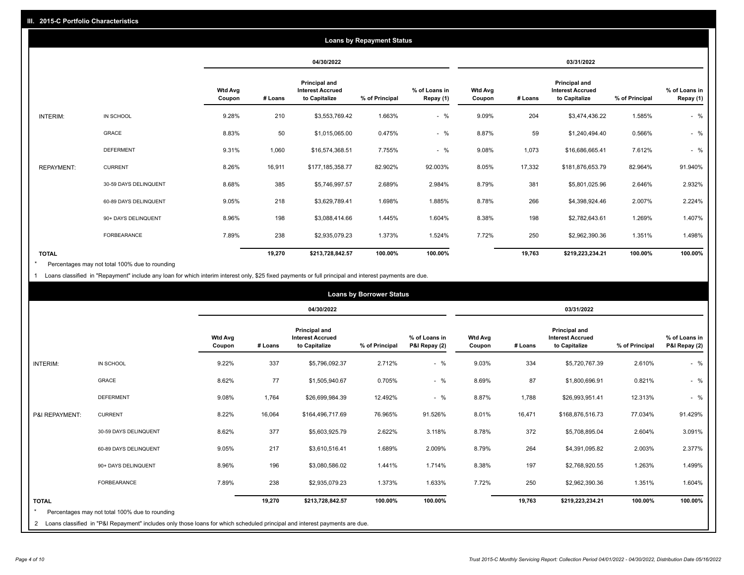## III. 2015-C Portfolio Characteristics

### Loans by Repayment Status

| | | 04/30/2022 | | | | | 03/31/2022 | | | | |
|---|---|---|---|---|---|---|---|---|---|---|---|
| | | Wtd Avg Coupon | # Loans | Principal and Interest Accrued to Capitalize | % of Principal | % of Loans in Repay (1) | Wtd Avg Coupon | # Loans | Principal and Interest Accrued to Capitalize | % of Principal | % of Loans in Repay (1) |
| INTERIM: | IN SCHOOL | 9.28% | 210 | $3,553,769.42 | 1.663% | - % | 9.09% | 204 | $3,474,436.22 | 1.585% | - % |
| | GRACE | 8.83% | 50 | $1,015,065.00 | 0.475% | - % | 8.87% | 59 | $1,240,494.40 | 0.566% | - % |
| | DEFERMENT | 9.31% | 1,060 | $16,574,368.51 | 7.755% | - % | 9.08% | 1,073 | $16,686,665.41 | 7.612% | - % |
| REPAYMENT: | CURRENT | 8.26% | 16,911 | $177,185,358.77 | 82.902% | 92.003% | 8.05% | 17,332 | $181,876,653.79 | 82.964% | 91.940% |
| | 30-59 DAYS DELINQUENT | 8.68% | 385 | $5,746,997.57 | 2.689% | 2.984% | 8.79% | 381 | $5,801,025.96 | 2.646% | 2.932% |
| | 60-89 DAYS DELINQUENT | 9.05% | 218 | $3,629,789.41 | 1.698% | 1.885% | 8.78% | 266 | $4,398,924.46 | 2.007% | 2.224% |
| | 90+ DAYS DELINQUENT | 8.96% | 198 | $3,088,414.66 | 1.445% | 1.604% | 8.38% | 198 | $2,782,643.61 | 1.269% | 1.407% |
| | FORBEARANCE | 7.89% | 238 | $2,935,079.23 | 1.373% | 1.524% | 7.72% | 250 | $2,962,390.36 | 1.351% | 1.498% |
| **TOTAL** | | | **19,270** | **$213,728,842.57** | **100.00%** | **100.00%** | | **19,763** | **$219,223,234.21** | **100.00%** | **100.00%** |

\* Percentages may not total 100% due to rounding

1 Loans classified in "Repayment" include any loan for which interim interest only, $25 fixed payments or full principal and interest payments are due.

### Loans by Borrower Status

| | | 04/30/2022 | | | | | 03/31/2022 | | | | |
|---|---|---|---|---|---|---|---|---|---|---|---|
| | | Wtd Avg Coupon | # Loans | Principal and Interest Accrued to Capitalize | % of Principal | % of Loans in P&I Repay (2) | Wtd Avg Coupon | # Loans | Principal and Interest Accrued to Capitalize | % of Principal | % of Loans in P&I Repay (2) |
| INTERIM: | IN SCHOOL | 9.22% | 337 | $5,796,092.37 | 2.712% | - % | 9.03% | 334 | $5,720,767.39 | 2.610% | - % |
| | GRACE | 8.62% | 77 | $1,505,940.67 | 0.705% | - % | 8.69% | 87 | $1,800,696.91 | 0.821% | - % |
| | DEFERMENT | 9.08% | 1,764 | $26,699,984.39 | 12.492% | - % | 8.87% | 1,788 | $26,993,951.41 | 12.313% | - % |
| P&I REPAYMENT: | CURRENT | 8.22% | 16,064 | $164,496,717.69 | 76.965% | 91.526% | 8.01% | 16,471 | $168,876,516.73 | 77.034% | 91.429% |
| | 30-59 DAYS DELINQUENT | 8.62% | 377 | $5,603,925.79 | 2.622% | 3.118% | 8.78% | 372 | $5,708,895.04 | 2.604% | 3.091% |
| | 60-89 DAYS DELINQUENT | 9.05% | 217 | $3,610,516.41 | 1.689% | 2.009% | 8.79% | 264 | $4,391,095.82 | 2.003% | 2.377% |
| | 90+ DAYS DELINQUENT | 8.96% | 196 | $3,080,586.02 | 1.441% | 1.714% | 8.38% | 197 | $2,768,920.55 | 1.263% | 1.499% |
| | FORBEARANCE | 7.89% | 238 | $2,935,079.23 | 1.373% | 1.633% | 7.72% | 250 | $2,962,390.36 | 1.351% | 1.604% |
| **TOTAL** | | | **19,270** | **$213,728,842.57** | **100.00%** | **100.00%** | | **19,763** | **$219,223,234.21** | **100.00%** | **100.00%** |

\* Percentages may not total 100% due to rounding

2 Loans classified in "P&I Repayment" includes only those loans for which scheduled principal and interest payments are due.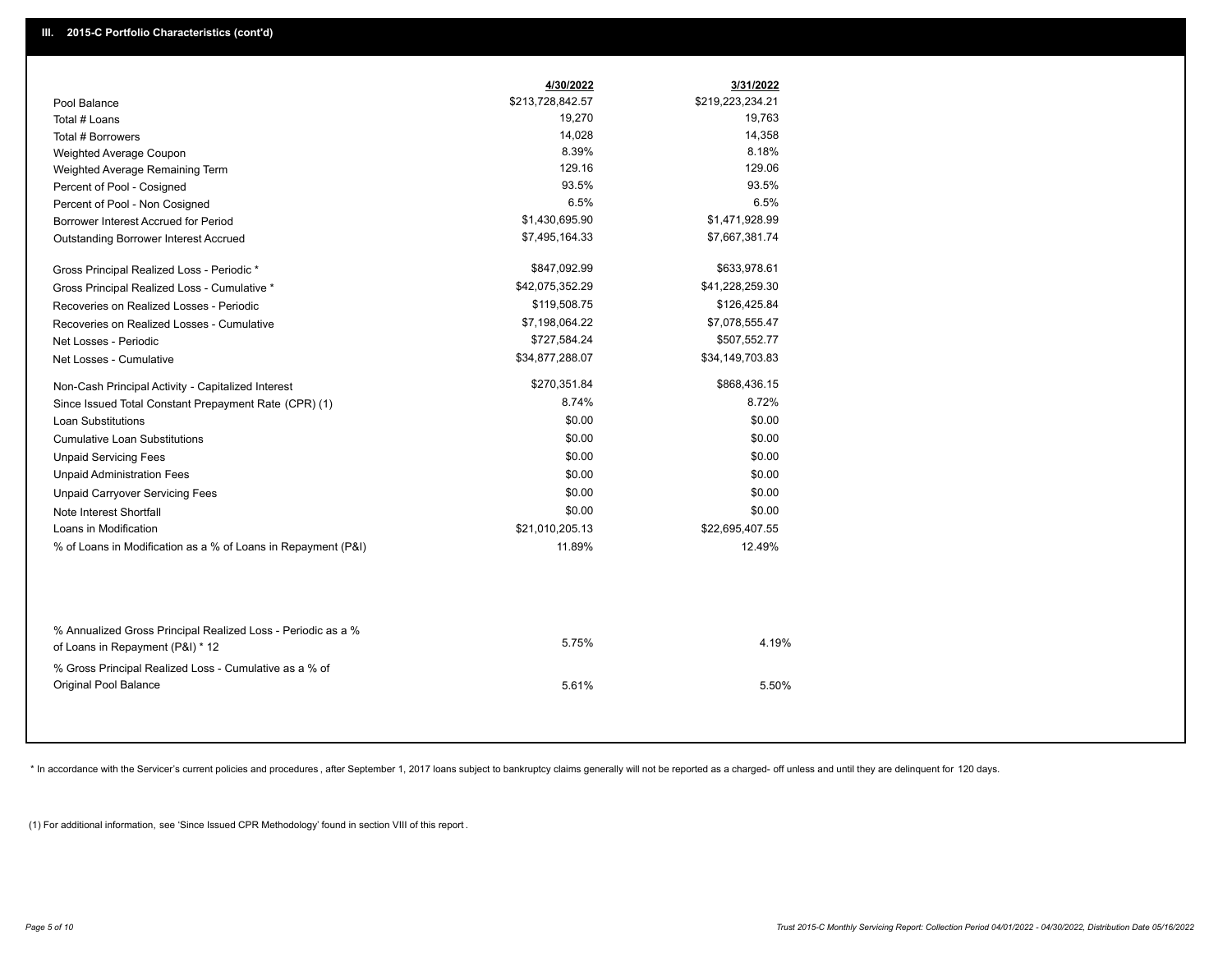## III. 2015-C Portfolio Characteristics (cont'd)

| | 4/30/2022 | 3/31/2022 |
|---|---|---|
| Pool Balance | $213,728,842.57 | $219,223,234.21 |
| Total # Loans | 19,270 | 19,763 |
| Total # Borrowers | 14,028 | 14,358 |
| Weighted Average Coupon | 8.39% | 8.18% |
| Weighted Average Remaining Term | 129.16 | 129.06 |
| Percent of Pool - Cosigned | 93.5% | 93.5% |
| Percent of Pool - Non Cosigned | 6.5% | 6.5% |
| Borrower Interest Accrued for Period | $1,430,695.90 | $1,471,928.99 |
| Outstanding Borrower Interest Accrued | $7,495,164.33 | $7,667,381.74 |
| Gross Principal Realized Loss - Periodic * | $847,092.99 | $633,978.61 |
| Gross Principal Realized Loss - Cumulative * | $42,075,352.29 | $41,228,259.30 |
| Recoveries on Realized Losses - Periodic | $119,508.75 | $126,425.84 |
| Recoveries on Realized Losses - Cumulative | $7,198,064.22 | $7,078,555.47 |
| Net Losses - Periodic | $727,584.24 | $507,552.77 |
| Net Losses - Cumulative | $34,877,288.07 | $34,149,703.83 |
| Non-Cash Principal Activity - Capitalized Interest | $270,351.84 | $868,436.15 |
| Since Issued Total Constant Prepayment Rate (CPR) (1) | 8.74% | 8.72% |
| Loan Substitutions | $0.00 | $0.00 |
| Cumulative Loan Substitutions | $0.00 | $0.00 |
| Unpaid Servicing Fees | $0.00 | $0.00 |
| Unpaid Administration Fees | $0.00 | $0.00 |
| Unpaid Carryover Servicing Fees | $0.00 | $0.00 |
| Note Interest Shortfall | $0.00 | $0.00 |
| Loans in Modification | $21,010,205.13 | $22,695,407.55 |
| % of Loans in Modification as a % of Loans in Repayment (P&I) | 11.89% | 12.49% |
| % Annualized Gross Principal Realized Loss - Periodic as a % of Loans in Repayment (P&I) * 12 | 5.75% | 4.19% |
| % Gross Principal Realized Loss - Cumulative as a % of Original Pool Balance | 5.61% | 5.50% |

* In accordance with the Servicer's current policies and procedures , after September 1, 2017 loans subject to bankruptcy claims generally will not be reported as a charged- off unless and until they are delinquent for 120 days.

(1) For additional information, see 'Since Issued CPR Methodology' found in section VIII of this report .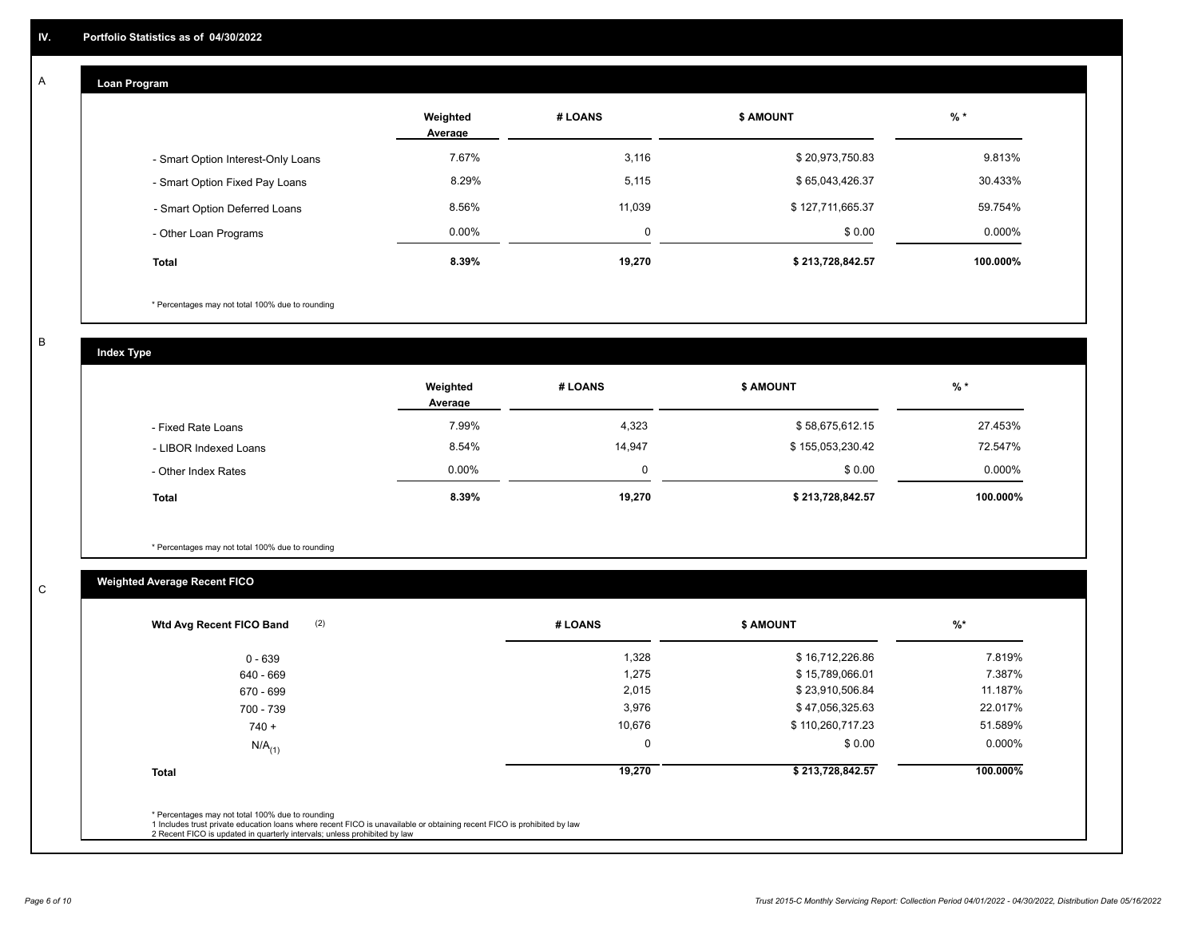## IV. Portfolio Statistics as of 04/30/2022

### A

#### Loan Program

| | Weighted Average | # LOANS | $ AMOUNT | % * |
|---|---|---|---|---|
| - Smart Option Interest-Only Loans | 7.67% | 3,116 | $ 20,973,750.83 | 9.813% |
| - Smart Option Fixed Pay Loans | 8.29% | 5,115 | $ 65,043,426.37 | 30.433% |
| - Smart Option Deferred Loans | 8.56% | 11,039 | $ 127,711,665.37 | 59.754% |
| - Other Loan Programs | 0.00% | 0 | $ 0.00 | 0.000% |
| **Total** | **8.39%** | **19,270** | **$ 213,728,842.57** | **100.000%** |

* Percentages may not total 100% due to rounding

### B

#### Index Type

| | Weighted Average | # LOANS | $ AMOUNT | % * |
|---|---|---|---|---|
| - Fixed Rate Loans | 7.99% | 4,323 | $ 58,675,612.15 | 27.453% |
| - LIBOR Indexed Loans | 8.54% | 14,947 | $ 155,053,230.42 | 72.547% |
| - Other Index Rates | 0.00% | 0 | $ 0.00 | 0.000% |
| **Total** | **8.39%** | **19,270** | **$ 213,728,842.57** | **100.000%** |

* Percentages may not total 100% due to rounding

### C

#### Weighted Average Recent FICO

| Wtd Avg Recent FICO Band (2) | # LOANS | $ AMOUNT | %* |
|---|---|---|---|
| 0 - 639 | 1,328 | $ 16,712,226.86 | 7.819% |
| 640 - 669 | 1,275 | $ 15,789,066.01 | 7.387% |
| 670 - 699 | 2,015 | $ 23,910,506.84 | 11.187% |
| 700 - 739 | 3,976 | $ 47,056,325.63 | 22.017% |
| 740 + | 10,676 | $ 110,260,717.23 | 51.589% |
| N/A (1) | 0 | $ 0.00 | 0.000% |
| **Total** | **19,270** | **$ 213,728,842.57** | **100.000%** |

* Percentages may not total 100% due to rounding
1 Includes trust private education loans where recent FICO is unavailable or obtaining recent FICO is prohibited by law
2 Recent FICO is updated in quarterly intervals; unless prohibited by law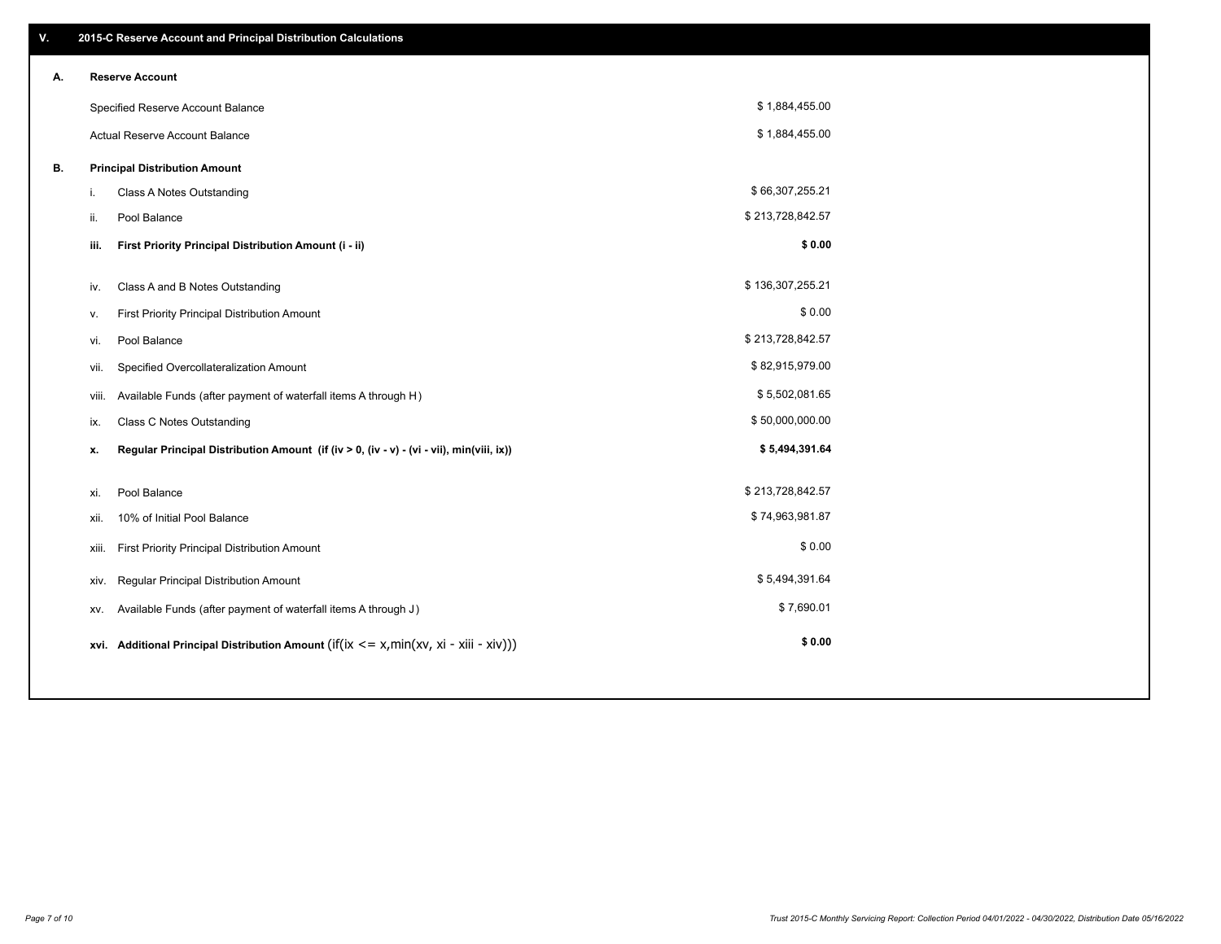## V. 2015-C Reserve Account and Principal Distribution Calculations

| | | | |
|---|---|---|---|
| **A.** | **Reserve Account** | | |
| | | Specified Reserve Account Balance | $ 1,884,455.00 |
| | | Actual Reserve Account Balance | $ 1,884,455.00 |
| **B.** | **Principal Distribution Amount** | | |
| | i. | Class A Notes Outstanding | $ 66,307,255.21 |
| | ii. | Pool Balance | $ 213,728,842.57 |
| | **iii.** | **First Priority Principal Distribution Amount (i - ii)** | **$ 0.00** |
| | iv. | Class A and B Notes Outstanding | $ 136,307,255.21 |
| | v. | First Priority Principal Distribution Amount | $ 0.00 |
| | vi. | Pool Balance | $ 213,728,842.57 |
| | vii. | Specified Overcollateralization Amount | $ 82,915,979.00 |
| | viii. | Available Funds (after payment of waterfall items A through H) | $ 5,502,081.65 |
| | ix. | Class C Notes Outstanding | $ 50,000,000.00 |
| | **x.** | **Regular Principal Distribution Amount (if (iv > 0, (iv - v) - (vi - vii), min(viii, ix))** | **$ 5,494,391.64** |
| | xi. | Pool Balance | $ 213,728,842.57 |
| | xii. | 10% of Initial Pool Balance | $ 74,963,981.87 |
| | xiii. | First Priority Principal Distribution Amount | $ 0.00 |
| | xiv. | Regular Principal Distribution Amount | $ 5,494,391.64 |
| | xv. | Available Funds (after payment of waterfall items A through J) | $ 7,690.01 |
| | **xvi.** | **Additional Principal Distribution Amount** (if(ix <= x,min(xv, xi - xiii - xiv))) | **$ 0.00** |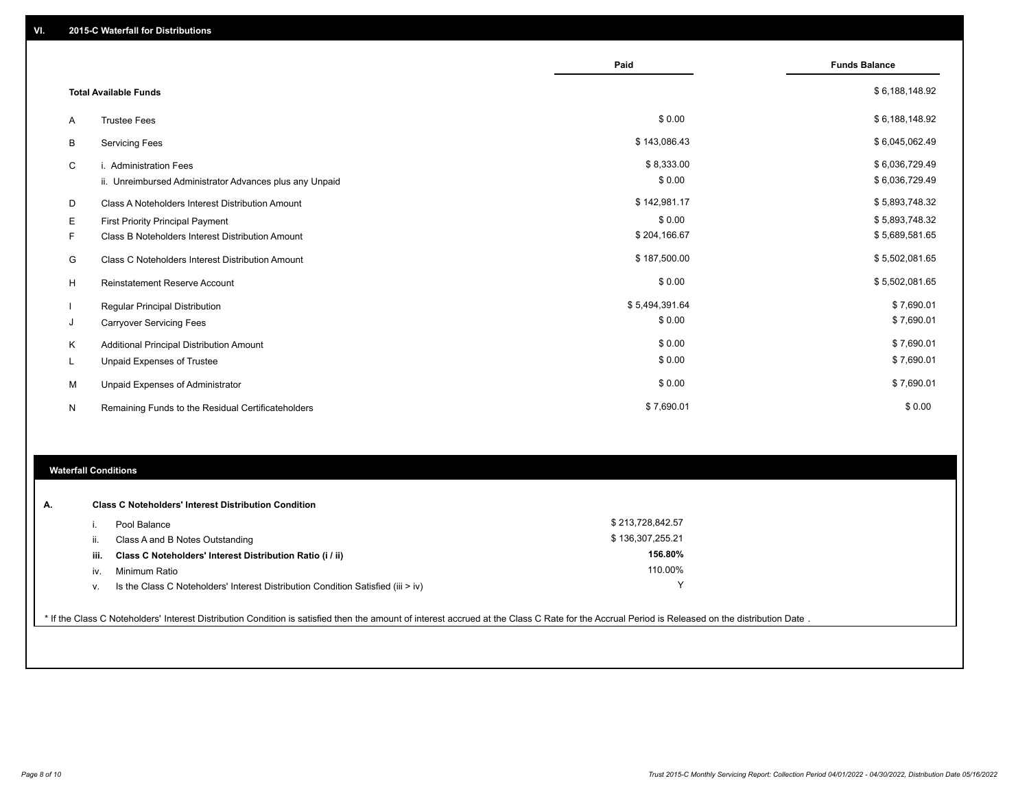## VI. 2015-C Waterfall for Distributions

| | | Paid | Funds Balance |
|---|---|---|---|
| | **Total Available Funds** | | $ 6,188,148.92 |
| A | Trustee Fees | $ 0.00 | $ 6,188,148.92 |
| B | Servicing Fees | $ 143,086.43 | $ 6,045,062.49 |
| C | i. Administration Fees | $ 8,333.00 | $ 6,036,729.49 |
| | ii. Unreimbursed Administrator Advances plus any Unpaid | $ 0.00 | $ 6,036,729.49 |
| D | Class A Noteholders Interest Distribution Amount | $ 142,981.17 | $ 5,893,748.32 |
| E | First Priority Principal Payment | $ 0.00 | $ 5,893,748.32 |
| F | Class B Noteholders Interest Distribution Amount | $ 204,166.67 | $ 5,689,581.65 |
| G | Class C Noteholders Interest Distribution Amount | $ 187,500.00 | $ 5,502,081.65 |
| H | Reinstatement Reserve Account | $ 0.00 | $ 5,502,081.65 |
| I | Regular Principal Distribution | $ 5,494,391.64 | $ 7,690.01 |
| J | Carryover Servicing Fees | $ 0.00 | $ 7,690.01 |
| K | Additional Principal Distribution Amount | $ 0.00 | $ 7,690.01 |
| L | Unpaid Expenses of Trustee | $ 0.00 | $ 7,690.01 |
| M | Unpaid Expenses of Administrator | $ 0.00 | $ 7,690.01 |
| N | Remaining Funds to the Residual Certificateholders | $ 7,690.01 | $ 0.00 |

## Waterfall Conditions

**A. Class C Noteholders' Interest Distribution Condition**

| | | |
|---|---|---|
| i. | Pool Balance | $ 213,728,842.57 |
| ii. | Class A and B Notes Outstanding | $ 136,307,255.21 |
| **iii.** | **Class C Noteholders' Interest Distribution Ratio (i / ii)** | **156.80%** |
| iv. | Minimum Ratio | 110.00% |
| v. | Is the Class C Noteholders' Interest Distribution Condition Satisfied (iii > iv) | Y |

* If the Class C Noteholders' Interest Distribution Condition is satisfied then the amount of interest accrued at the Class C Rate for the Accrual Period is Released on the distribution Date .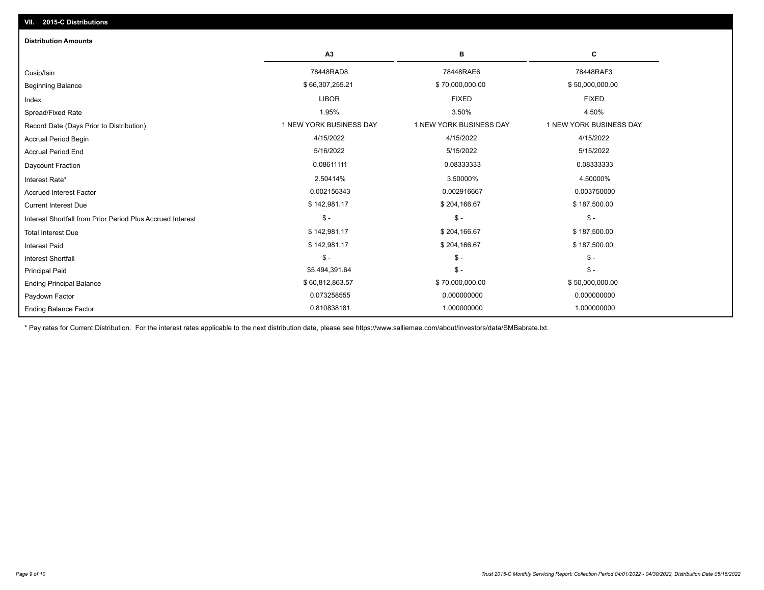## VII. 2015-C Distributions

### Distribution Amounts

| | A3 | B | C |
|---|---|---|---|
| Cusip/Isin | 78448RAD8 | 78448RAE6 | 78448RAF3 |
| Beginning Balance | $ 66,307,255.21 | $ 70,000,000.00 | $ 50,000,000.00 |
| Index | LIBOR | FIXED | FIXED |
| Spread/Fixed Rate | 1.95% | 3.50% | 4.50% |
| Record Date (Days Prior to Distribution) | 1 NEW YORK BUSINESS DAY | 1 NEW YORK BUSINESS DAY | 1 NEW YORK BUSINESS DAY |
| Accrual Period Begin | 4/15/2022 | 4/15/2022 | 4/15/2022 |
| Accrual Period End | 5/16/2022 | 5/15/2022 | 5/15/2022 |
| Daycount Fraction | 0.08611111 | 0.08333333 | 0.08333333 |
| Interest Rate* | 2.50414% | 3.50000% | 4.50000% |
| Accrued Interest Factor | 0.002156343 | 0.002916667 | 0.003750000 |
| Current Interest Due | $ 142,981.17 | $ 204,166.67 | $ 187,500.00 |
| Interest Shortfall from Prior Period Plus Accrued Interest | $ - | $ - | $ - |
| Total Interest Due | $ 142,981.17 | $ 204,166.67 | $ 187,500.00 |
| Interest Paid | $ 142,981.17 | $ 204,166.67 | $ 187,500.00 |
| Interest Shortfall | $ - | $ - | $ - |
| Principal Paid | $5,494,391.64 | $ - | $ - |
| Ending Principal Balance | $ 60,812,863.57 | $ 70,000,000.00 | $ 50,000,000.00 |
| Paydown Factor | 0.073258555 | 0.000000000 | 0.000000000 |
| Ending Balance Factor | 0.810838181 | 1.000000000 | 1.000000000 |

* Pay rates for Current Distribution. For the interest rates applicable to the next distribution date, please see https://www.salliemae.com/about/investors/data/SMBabrate.txt.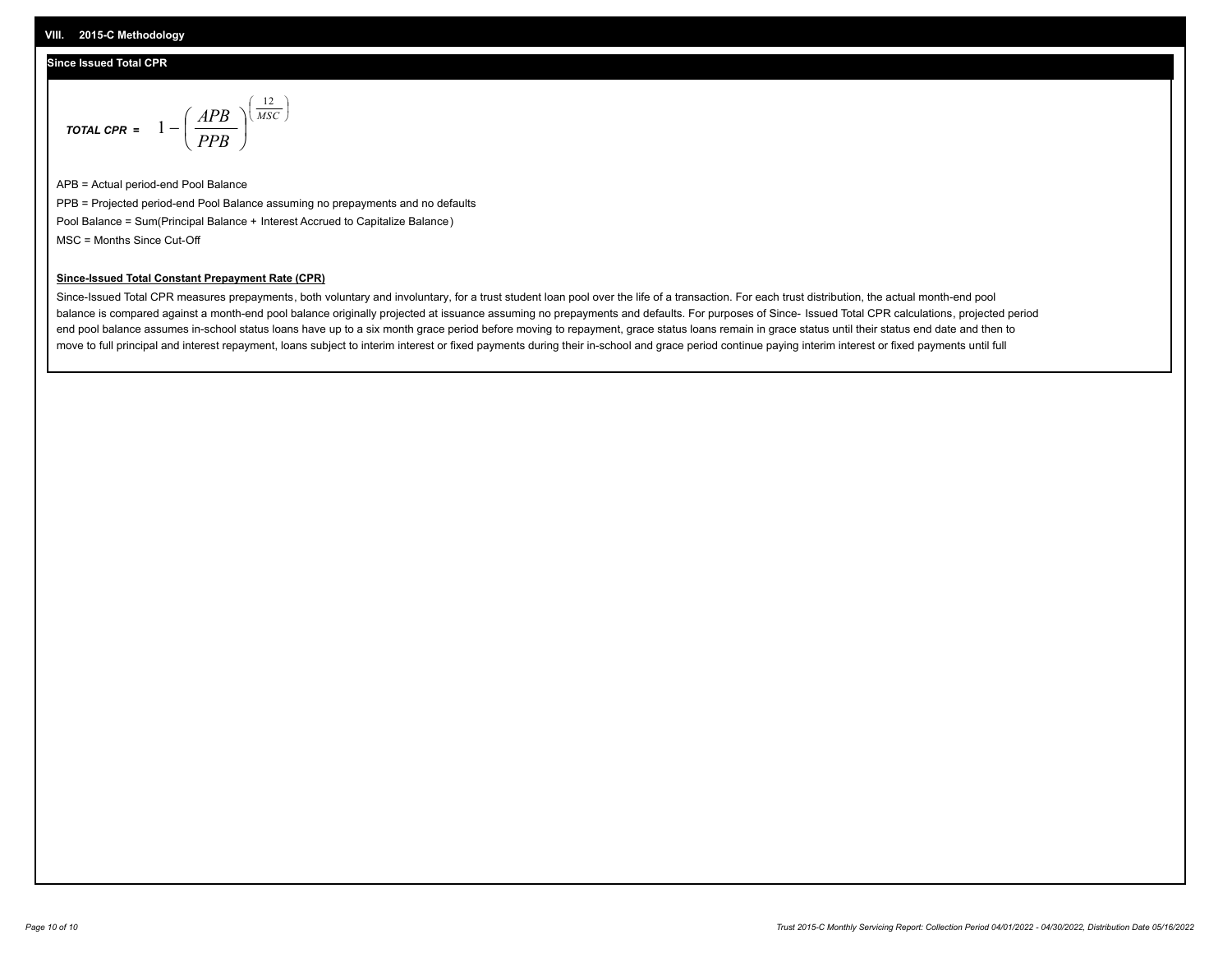## VIII. 2015-C Methodology

### Since Issued Total CPR

$$\textbf{TOTAL CPR} = 1 - \left( \frac{APB}{PPB} \right)^{\left( \frac{12}{MSC} \right)}$$

APB = Actual period-end Pool Balance

PPB = Projected period-end Pool Balance assuming no prepayments and no defaults

Pool Balance = Sum(Principal Balance + Interest Accrued to Capitalize Balance)

MSC = Months Since Cut-Off

**Since-Issued Total Constant Prepayment Rate (CPR)**

Since-Issued Total CPR measures prepayments, both voluntary and involuntary, for a trust student loan pool over the life of a transaction. For each trust distribution, the actual month-end pool balance is compared against a month-end pool balance originally projected at issuance assuming no prepayments and defaults. For purposes of Since- Issued Total CPR calculations, projected period end pool balance assumes in-school status loans have up to a six month grace period before moving to repayment, grace status loans remain in grace status until their status end date and then to move to full principal and interest repayment, loans subject to interim interest or fixed payments during their in-school and grace period continue paying interim interest or fixed payments until full